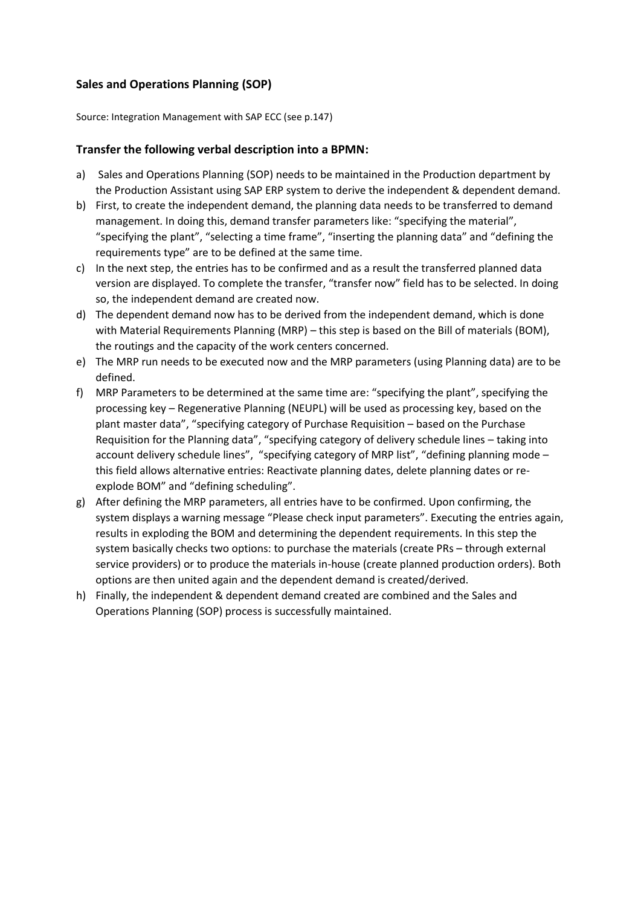## Sales and Operations Planning (SOP)

Source: Integration Management with SAP ECC (see p.147)

### Transfer the following verbal description into a BPMN:

a) Sales and Operations Planning (SOP) needs to be maintained in the Production department by the Production Assistant using SAP ERP system to derive the independent & dependent demand.

b) First, to create the independent demand, the planning data needs to be transferred to demand management. In doing this, demand transfer parameters like: "specifying the material", "specifying the plant", "selecting a time frame", "inserting the planning data" and "defining the requirements type" are to be defined at the same time.

c) In the next step, the entries has to be confirmed and as a result the transferred planned data version are displayed. To complete the transfer, "transfer now" field has to be selected. In doing so, the independent demand are created now.

d) The dependent demand now has to be derived from the independent demand, which is done with Material Requirements Planning (MRP) – this step is based on the Bill of materials (BOM), the routings and the capacity of the work centers concerned.

e) The MRP run needs to be executed now and the MRP parameters (using Planning data) are to be defined.

f) MRP Parameters to be determined at the same time are: "specifying the plant", specifying the processing key – Regenerative Planning (NEUPL) will be used as processing key, based on the plant master data", "specifying category of Purchase Requisition – based on the Purchase Requisition for the Planning data", "specifying category of delivery schedule lines – taking into account delivery schedule lines", "specifying category of MRP list", "defining planning mode – this field allows alternative entries: Reactivate planning dates, delete planning dates or re-explode BOM" and "defining scheduling".

g) After defining the MRP parameters, all entries have to be confirmed. Upon confirming, the system displays a warning message "Please check input parameters". Executing the entries again, results in exploding the BOM and determining the dependent requirements. In this step the system basically checks two options: to purchase the materials (create PRs – through external service providers) or to produce the materials in-house (create planned production orders). Both options are then united again and the dependent demand is created/derived.

h) Finally, the independent & dependent demand created are combined and the Sales and Operations Planning (SOP) process is successfully maintained.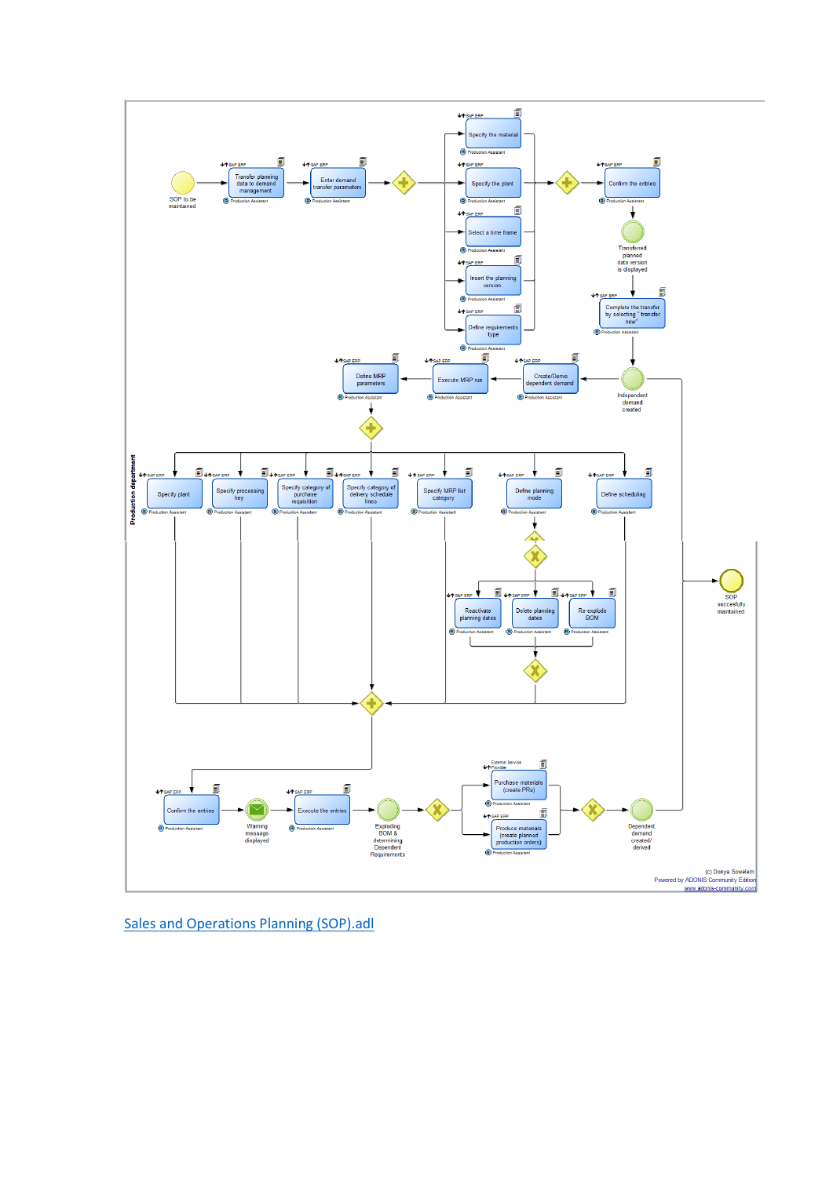SOP to be maintained

Transfer planning data to demand management

Enter demand transfer parameters

Specify the material

Specify the plant

Select a time frame

Insert the planning version

Define requirements type

Confirm the entries

Transferred planned data version is displayed

Complete the transfer by selecting "transfer now"

Independent demand created

Create/Demo dependent demand

Execute MRP run

Define MRP parameters

Production department

Specify plant

Specify processing key

Specify category of purchase requisition

Specify category of delivery schedule lines

Specify MRP list category

Define planning mode

Define scheduling

Reactivate planning dates

Delete planning dates

Re-explode BOM

SOP succesfully maintained

Confirm the entries

Warning message displayed

Execute the entries

Exploding BOM & determining Dependent Requirements

Purchase materials (create PRs)

Produce materials (create planned production orders)

Dependent demand created/ derived

SAP ERP

External Service Provider

Production Assistant

(c) Donya Sowelem

Powered by ADONIS Community Edition

www.adonis-community.com

[Sales and Operations Planning (SOP).adl]